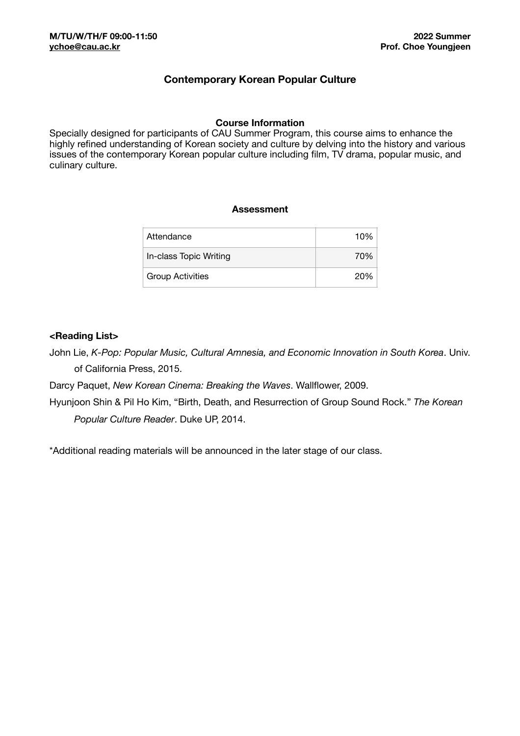**M/TU/W/TH/F 09:00-11:50** **2022 Summer**
**ychoe@cau.ac.kr** **Prof. Choe Youngjeen**

# Contemporary Korean Popular Culture

## Course Information

Specially designed for participants of CAU Summer Program, this course aims to enhance the highly refined understanding of Korean society and culture by delving into the history and various issues of the contemporary Korean popular culture including film, TV drama, popular music, and culinary culture.

## Assessment

| | |
|---|---:|
| Attendance | 10% |
| In-class Topic Writing | 70% |
| Group Activities | 20% |

**<Reading List>**

John Lie, *K-Pop: Popular Music, Cultural Amnesia, and Economic Innovation in South Korea*. Univ. of California Press, 2015.

Darcy Paquet, *New Korean Cinema: Breaking the Waves*. Wallflower, 2009.

Hyunjoon Shin & Pil Ho Kim, "Birth, Death, and Resurrection of Group Sound Rock." *The Korean Popular Culture Reader*. Duke UP, 2014.

*Additional reading materials will be announced in the later stage of our class.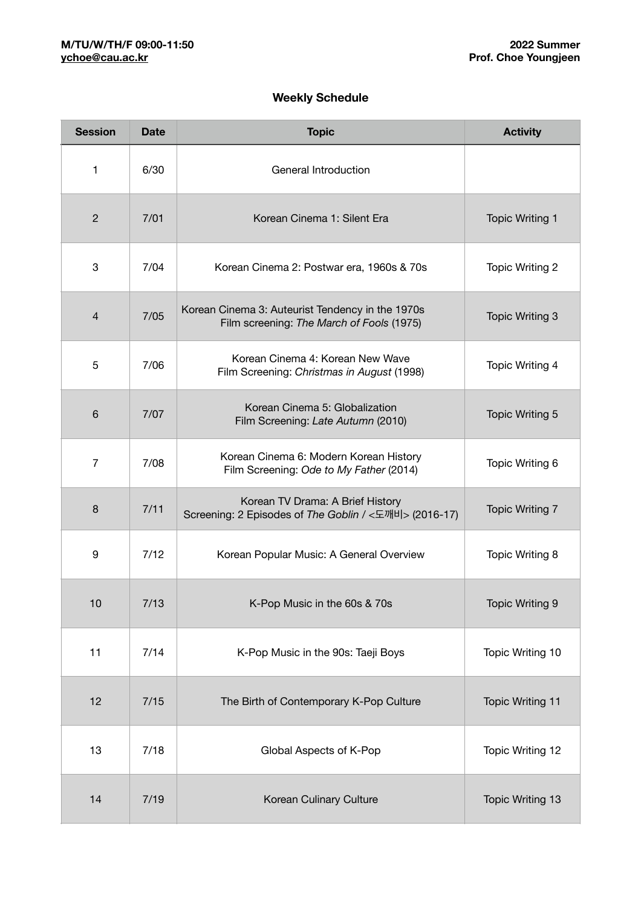M/TU/W/TH/F 09:00-11:50
ychoe@cau.ac.kr

**2022 Summer**
**Prof. Choe Youngjeen**

## Weekly Schedule

| Session | Date | Topic | Activity |
|---|---|---|---|
| 1 | 6/30 | General Introduction | |
| 2 | 7/01 | Korean Cinema 1: Silent Era | Topic Writing 1 |
| 3 | 7/04 | Korean Cinema 2: Postwar era, 1960s & 70s | Topic Writing 2 |
| 4 | 7/05 | Korean Cinema 3: Auteurist Tendency in the 1970s<br>Film screening: *The March of Fools* (1975) | Topic Writing 3 |
| 5 | 7/06 | Korean Cinema 4: Korean New Wave<br>Film Screening: *Christmas in August* (1998) | Topic Writing 4 |
| 6 | 7/07 | Korean Cinema 5: Globalization<br>Film Screening: *Late Autumn* (2010) | Topic Writing 5 |
| 7 | 7/08 | Korean Cinema 6: Modern Korean History<br>Film Screening: *Ode to My Father* (2014) | Topic Writing 6 |
| 8 | 7/11 | Korean TV Drama: A Brief History<br>Screening: 2 Episodes of *The Goblin* / <도깨비> (2016-17) | Topic Writing 7 |
| 9 | 7/12 | Korean Popular Music: A General Overview | Topic Writing 8 |
| 10 | 7/13 | K-Pop Music in the 60s & 70s | Topic Writing 9 |
| 11 | 7/14 | K-Pop Music in the 90s: Taeji Boys | Topic Writing 10 |
| 12 | 7/15 | The Birth of Contemporary K-Pop Culture | Topic Writing 11 |
| 13 | 7/18 | Global Aspects of K-Pop | Topic Writing 12 |
| 14 | 7/19 | Korean Culinary Culture | Topic Writing 13 |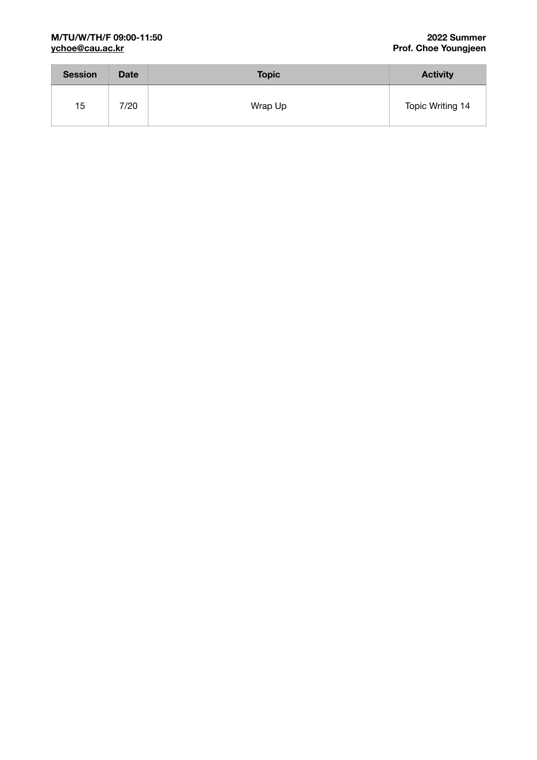| Session | Date | Topic | Activity |
| --- | --- | --- | --- |
| 15 | 7/20 | Wrap Up | Topic Writing 14 |